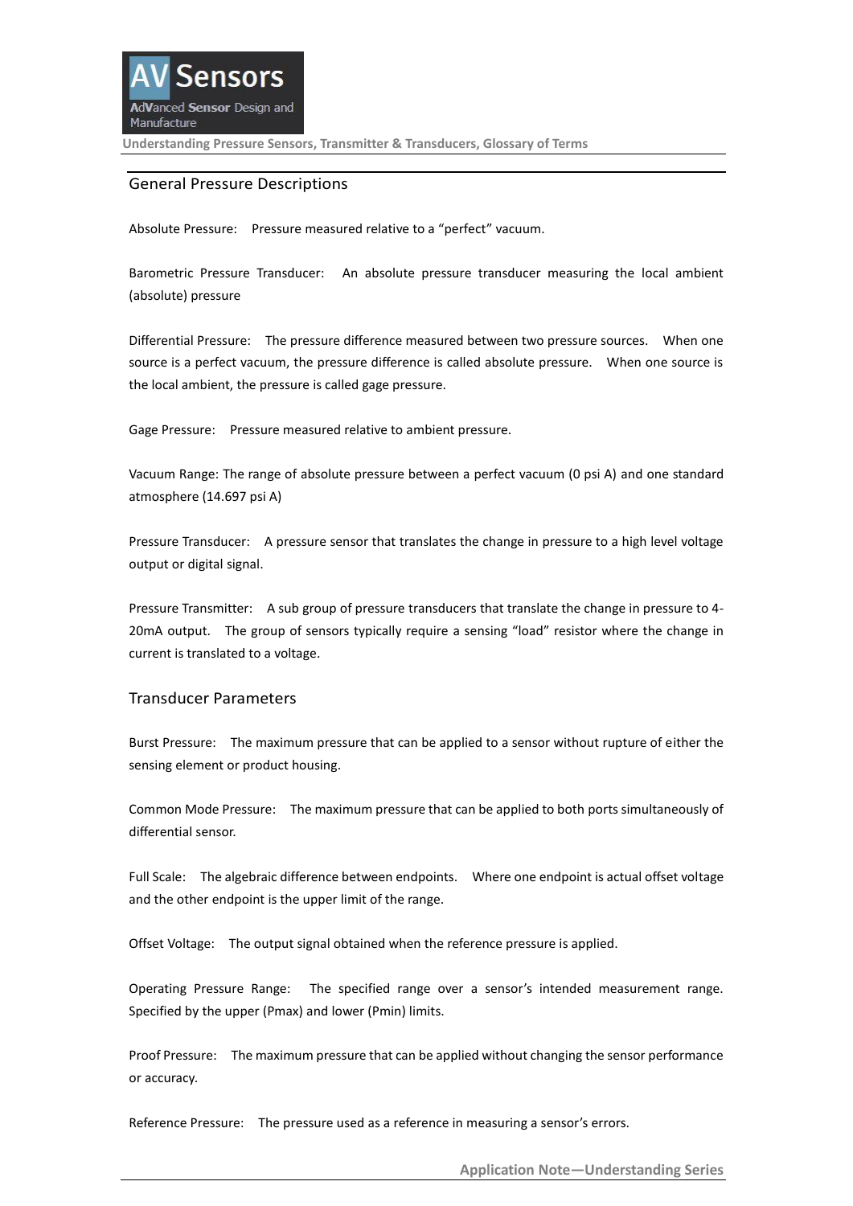Understanding Pressure Sensors, Transmitter & Transducers, Glossary of Terms

## General Pressure Descriptions

Absolute Pressure: Pressure measured relative to a "perfect" vacuum.

Barometric Pressure Transducer: An absolute pressure transducer measuring the local ambient (absolute) pressure

Differential Pressure: The pressure difference measured between two pressure sources. When one source is a perfect vacuum, the pressure difference is called absolute pressure. When one source is the local ambient, the pressure is called gage pressure.

Gage Pressure: Pressure measured relative to ambient pressure.

Vacuum Range: The range of absolute pressure between a perfect vacuum (0 psi A) and one standard atmosphere (14.697 psi A)

Pressure Transducer: A pressure sensor that translates the change in pressure to a high level voltage output or digital signal.

Pressure Transmitter: A sub group of pressure transducers that translate the change in pressure to 4-20mA output. The group of sensors typically require a sensing "load" resistor where the change in current is translated to a voltage.

## Transducer Parameters

Burst Pressure: The maximum pressure that can be applied to a sensor without rupture of either the sensing element or product housing.

Common Mode Pressure: The maximum pressure that can be applied to both ports simultaneously of differential sensor.

Full Scale: The algebraic difference between endpoints. Where one endpoint is actual offset voltage and the other endpoint is the upper limit of the range.

Offset Voltage: The output signal obtained when the reference pressure is applied.

Operating Pressure Range: The specified range over a sensor's intended measurement range. Specified by the upper (Pmax) and lower (Pmin) limits.

Proof Pressure: The maximum pressure that can be applied without changing the sensor performance or accuracy.

Reference Pressure: The pressure used as a reference in measuring a sensor's errors.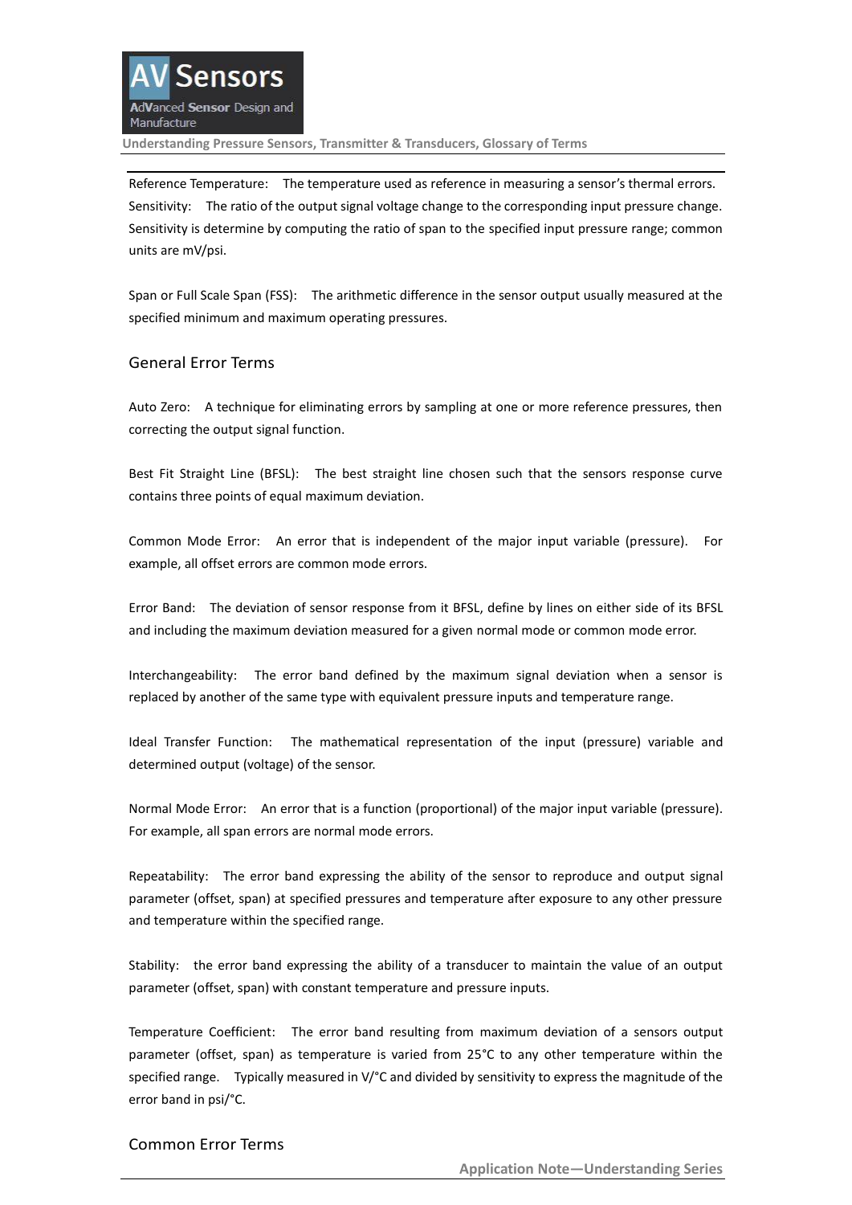Reference Temperature: The temperature used as reference in measuring a sensor's thermal errors.

Sensitivity: The ratio of the output signal voltage change to the corresponding input pressure change. Sensitivity is determine by computing the ratio of span to the specified input pressure range; common units are mV/psi.

Span or Full Scale Span (FSS): The arithmetic difference in the sensor output usually measured at the specified minimum and maximum operating pressures.

## General Error Terms

Auto Zero: A technique for eliminating errors by sampling at one or more reference pressures, then correcting the output signal function.

Best Fit Straight Line (BFSL): The best straight line chosen such that the sensors response curve contains three points of equal maximum deviation.

Common Mode Error: An error that is independent of the major input variable (pressure). For example, all offset errors are common mode errors.

Error Band: The deviation of sensor response from it BFSL, define by lines on either side of its BFSL and including the maximum deviation measured for a given normal mode or common mode error.

Interchangeability: The error band defined by the maximum signal deviation when a sensor is replaced by another of the same type with equivalent pressure inputs and temperature range.

Ideal Transfer Function: The mathematical representation of the input (pressure) variable and determined output (voltage) of the sensor.

Normal Mode Error: An error that is a function (proportional) of the major input variable (pressure). For example, all span errors are normal mode errors.

Repeatability: The error band expressing the ability of the sensor to reproduce and output signal parameter (offset, span) at specified pressures and temperature after exposure to any other pressure and temperature within the specified range.

Stability: the error band expressing the ability of a transducer to maintain the value of an output parameter (offset, span) with constant temperature and pressure inputs.

Temperature Coefficient: The error band resulting from maximum deviation of a sensors output parameter (offset, span) as temperature is varied from 25°C to any other temperature within the specified range. Typically measured in V/°C and divided by sensitivity to express the magnitude of the error band in psi/°C.

## Common Error Terms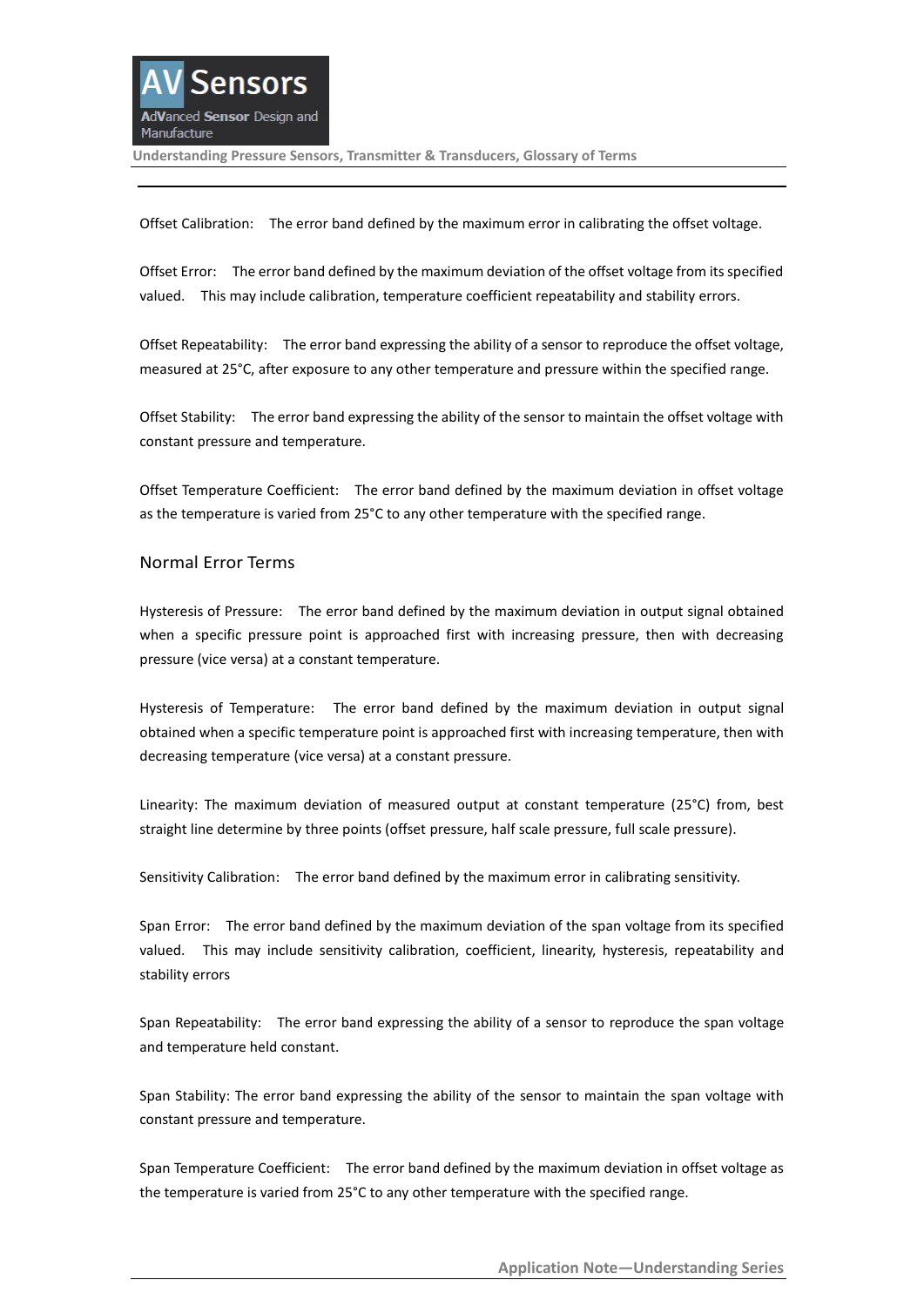Offset Calibration:  The error band defined by the maximum error in calibrating the offset voltage.

Offset Error:  The error band defined by the maximum deviation of the offset voltage from its specified valued.  This may include calibration, temperature coefficient repeatability and stability errors.

Offset Repeatability:  The error band expressing the ability of a sensor to reproduce the offset voltage, measured at 25°C, after exposure to any other temperature and pressure within the specified range.

Offset Stability:  The error band expressing the ability of the sensor to maintain the offset voltage with constant pressure and temperature.

Offset Temperature Coefficient:  The error band defined by the maximum deviation in offset voltage as the temperature is varied from 25°C to any other temperature with the specified range.

## Normal Error Terms

Hysteresis of Pressure:  The error band defined by the maximum deviation in output signal obtained when a specific pressure point is approached first with increasing pressure, then with decreasing pressure (vice versa) at a constant temperature.

Hysteresis of Temperature:  The error band defined by the maximum deviation in output signal obtained when a specific temperature point is approached first with increasing temperature, then with decreasing temperature (vice versa) at a constant pressure.

Linearity: The maximum deviation of measured output at constant temperature (25°C) from, best straight line determine by three points (offset pressure, half scale pressure, full scale pressure).

Sensitivity Calibration:  The error band defined by the maximum error in calibrating sensitivity.

Span Error:  The error band defined by the maximum deviation of the span voltage from its specified valued.  This may include sensitivity calibration, coefficient, linearity, hysteresis, repeatability and stability errors

Span Repeatability:  The error band expressing the ability of a sensor to reproduce the span voltage and temperature held constant.

Span Stability: The error band expressing the ability of the sensor to maintain the span voltage with constant pressure and temperature.

Span Temperature Coefficient:  The error band defined by the maximum deviation in offset voltage as the temperature is varied from 25°C to any other temperature with the specified range.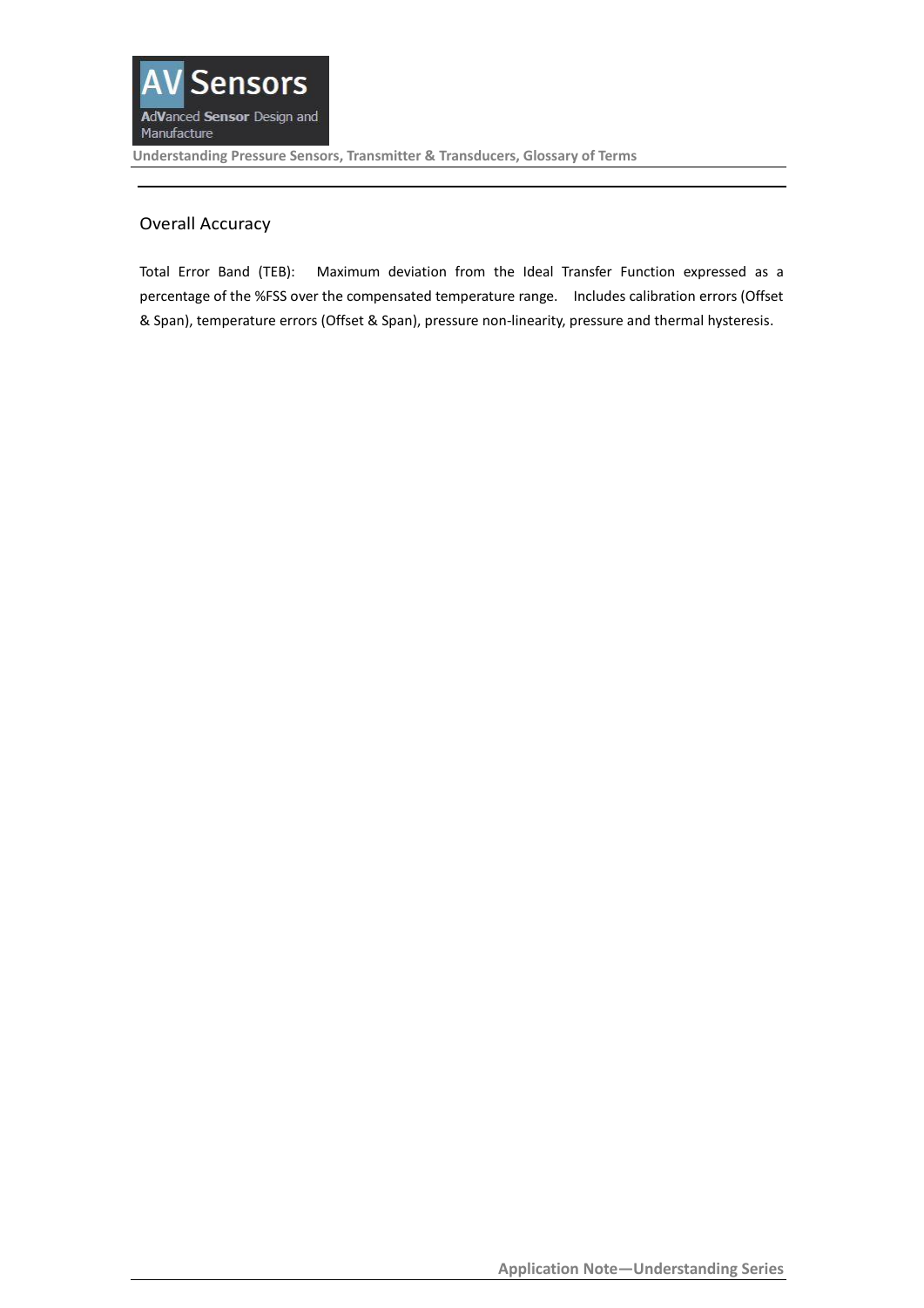## Overall Accuracy

Total Error Band (TEB): Maximum deviation from the Ideal Transfer Function expressed as a percentage of the %FSS over the compensated temperature range. Includes calibration errors (Offset & Span), temperature errors (Offset & Span), pressure non-linearity, pressure and thermal hysteresis.